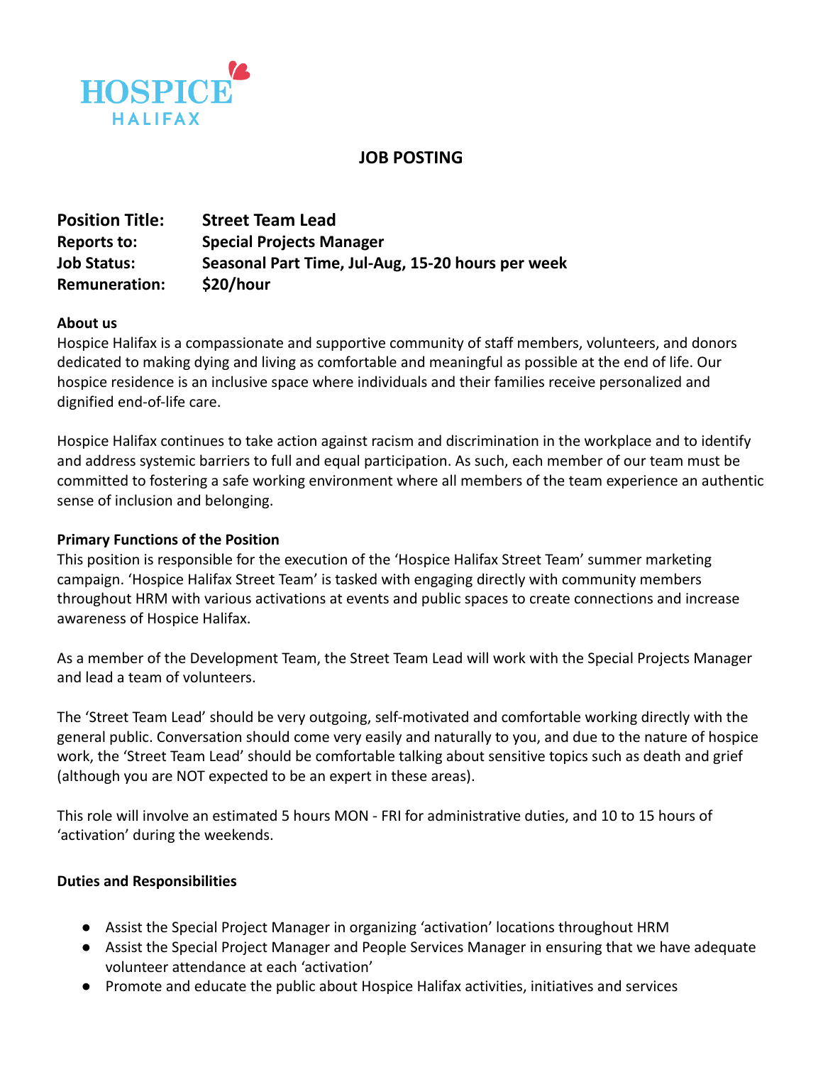HOSPICE
HALIFAX

# JOB POSTING

| | |
|---|---|
| **Position Title:** | **Street Team Lead** |
| **Reports to:** | **Special Projects Manager** |
| **Job Status:** | **Seasonal Part Time, Jul-Aug, 15-20 hours per week** |
| **Remuneration:** | **$20/hour** |

**About us**

Hospice Halifax is a compassionate and supportive community of staff members, volunteers, and donors dedicated to making dying and living as comfortable and meaningful as possible at the end of life. Our hospice residence is an inclusive space where individuals and their families receive personalized and dignified end-of-life care.

Hospice Halifax continues to take action against racism and discrimination in the workplace and to identify and address systemic barriers to full and equal participation. As such, each member of our team must be committed to fostering a safe working environment where all members of the team experience an authentic sense of inclusion and belonging.

**Primary Functions of the Position**

This position is responsible for the execution of the 'Hospice Halifax Street Team' summer marketing campaign. 'Hospice Halifax Street Team' is tasked with engaging directly with community members throughout HRM with various activations at events and public spaces to create connections and increase awareness of Hospice Halifax.

As a member of the Development Team, the Street Team Lead will work with the Special Projects Manager and lead a team of volunteers.

The 'Street Team Lead' should be very outgoing, self-motivated and comfortable working directly with the general public. Conversation should come very easily and naturally to you, and due to the nature of hospice work, the 'Street Team Lead' should be comfortable talking about sensitive topics such as death and grief (although you are NOT expected to be an expert in these areas).

This role will involve an estimated 5 hours MON - FRI for administrative duties, and 10 to 15 hours of 'activation' during the weekends.

**Duties and Responsibilities**

- Assist the Special Project Manager in organizing 'activation' locations throughout HRM
- Assist the Special Project Manager and People Services Manager in ensuring that we have adequate volunteer attendance at each 'activation'
- Promote and educate the public about Hospice Halifax activities, initiatives and services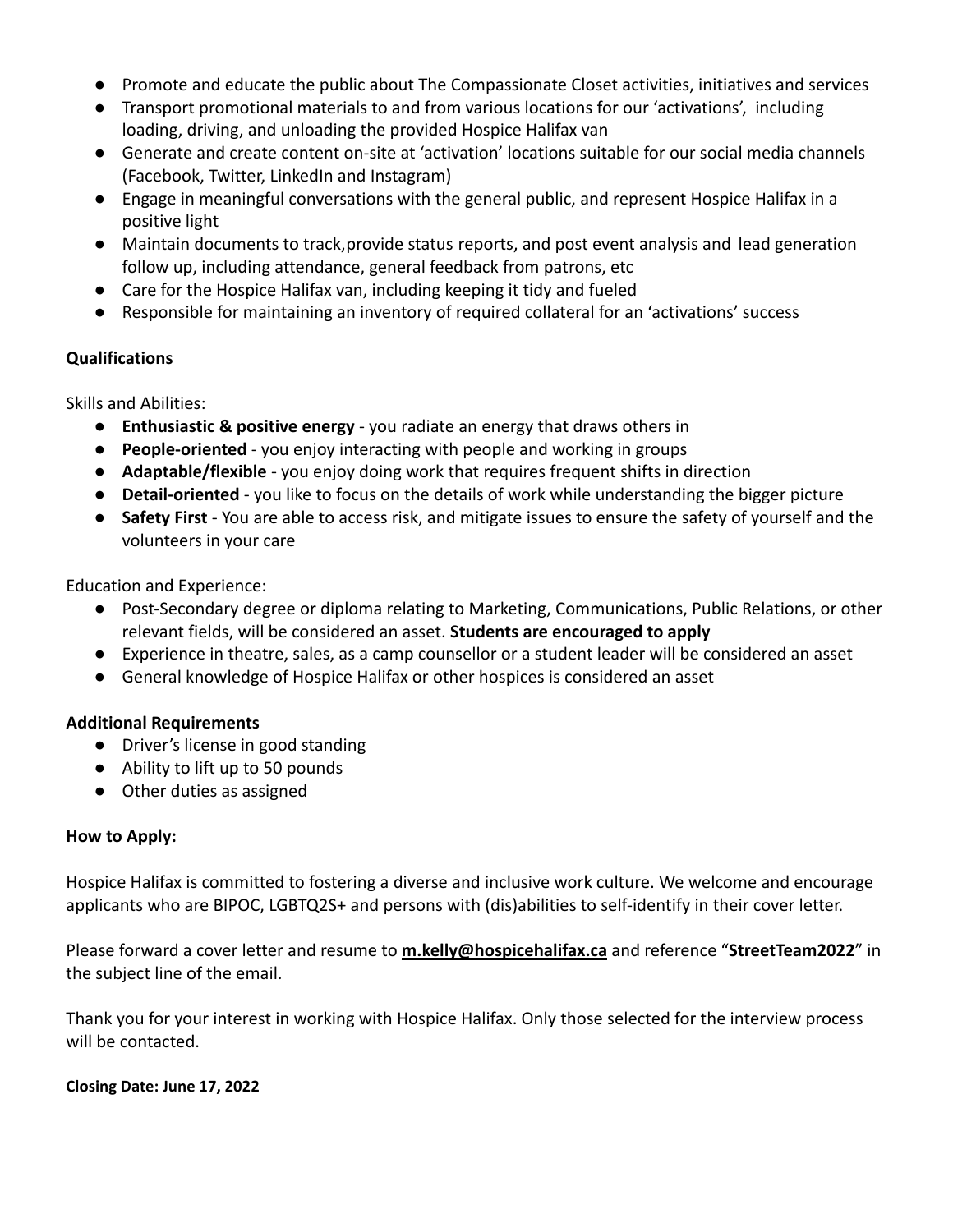- Promote and educate the public about The Compassionate Closet activities, initiatives and services
- Transport promotional materials to and from various locations for our 'activations', including loading, driving, and unloading the provided Hospice Halifax van
- Generate and create content on-site at 'activation' locations suitable for our social media channels (Facebook, Twitter, LinkedIn and Instagram)
- Engage in meaningful conversations with the general public, and represent Hospice Halifax in a positive light
- Maintain documents to track,provide status reports, and post event analysis and lead generation follow up, including attendance, general feedback from patrons, etc
- Care for the Hospice Halifax van, including keeping it tidy and fueled
- Responsible for maintaining an inventory of required collateral for an 'activations' success

**Qualifications**

Skills and Abilities:

- **Enthusiastic & positive energy** - you radiate an energy that draws others in
- **People-oriented** - you enjoy interacting with people and working in groups
- **Adaptable/flexible** - you enjoy doing work that requires frequent shifts in direction
- **Detail-oriented** - you like to focus on the details of work while understanding the bigger picture
- **Safety First** - You are able to access risk, and mitigate issues to ensure the safety of yourself and the volunteers in your care

Education and Experience:

- Post-Secondary degree or diploma relating to Marketing, Communications, Public Relations, or other relevant fields, will be considered an asset. **Students are encouraged to apply**
- Experience in theatre, sales, as a camp counsellor or a student leader will be considered an asset
- General knowledge of Hospice Halifax or other hospices is considered an asset

**Additional Requirements**

- Driver's license in good standing
- Ability to lift up to 50 pounds
- Other duties as assigned

**How to Apply:**

Hospice Halifax is committed to fostering a diverse and inclusive work culture. We welcome and encourage applicants who are BIPOC, LGBTQ2S+ and persons with (dis)abilities to self-identify in their cover letter.

Please forward a cover letter and resume to **m.kelly@hospicehalifax.ca** and reference "**StreetTeam2022**" in the subject line of the email.

Thank you for your interest in working with Hospice Halifax. Only those selected for the interview process will be contacted.

**Closing Date: June 17, 2022**